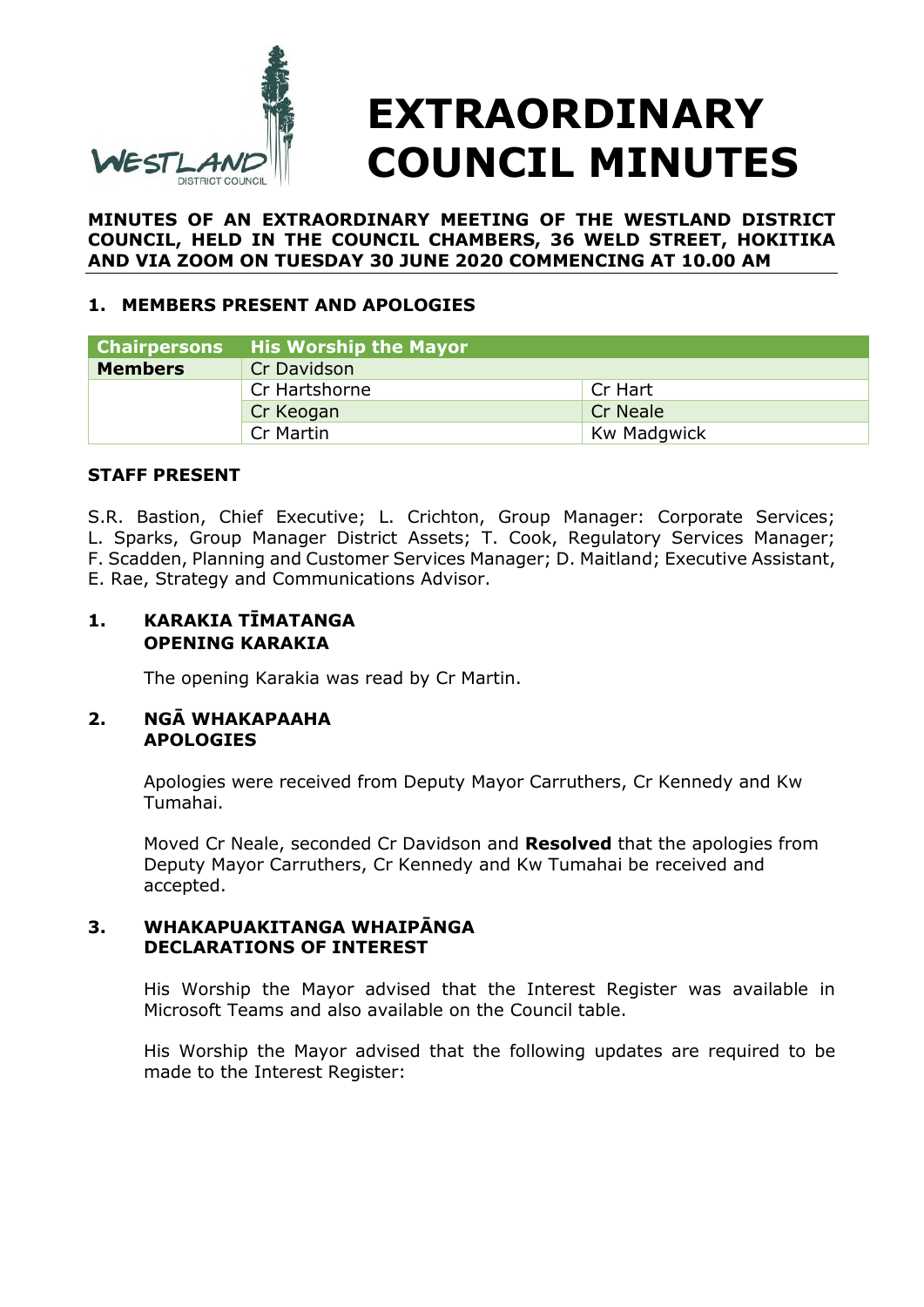# EXTRAORDINARY COUNCIL MINUTES

**MINUTES OF AN EXTRAORDINARY MEETING OF THE WESTLAND DISTRICT COUNCIL, HELD IN THE COUNCIL CHAMBERS, 36 WELD STREET, HOKITIKA AND VIA ZOOM ON TUESDAY 30 JUNE 2020 COMMENCING AT 10.00 AM**

## 1. MEMBERS PRESENT AND APOLOGIES

| Chairpersons | His Worship the Mayor | |
|---|---|---|
| **Members** | Cr Davidson | |
| | Cr Hartshorne | Cr Hart |
| | Cr Keogan | Cr Neale |
| | Cr Martin | Kw Madgwick |

**STAFF PRESENT**

S.R. Bastion, Chief Executive; L. Crichton, Group Manager: Corporate Services; L. Sparks, Group Manager District Assets; T. Cook, Regulatory Services Manager; F. Scadden, Planning and Customer Services Manager; D. Maitland; Executive Assistant, E. Rae, Strategy and Communications Advisor.

### 1. KARAKIA TĪMATANGA OPENING KARAKIA

The opening Karakia was read by Cr Martin.

### 2. NGĀ WHAKAPAAHA APOLOGIES

Apologies were received from Deputy Mayor Carruthers, Cr Kennedy and Kw Tumahai.

Moved Cr Neale, seconded Cr Davidson and **Resolved** that the apologies from Deputy Mayor Carruthers, Cr Kennedy and Kw Tumahai be received and accepted.

### 3. WHAKAPUAKITANGA WHAIPĀNGA DECLARATIONS OF INTEREST

His Worship the Mayor advised that the Interest Register was available in Microsoft Teams and also available on the Council table.

His Worship the Mayor advised that the following updates are required to be made to the Interest Register: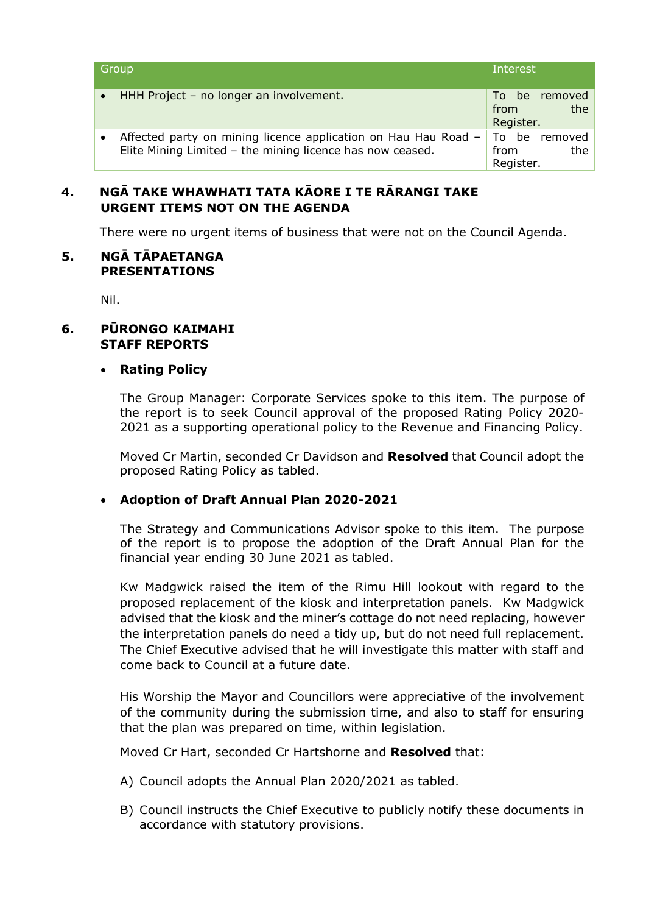| Group | Interest |
|---|---|
| • HHH Project – no longer an involvement. | To be removed from the Register. |
| • Affected party on mining licence application on Hau Hau Road – Elite Mining Limited – the mining licence has now ceased. | To be removed from the Register. |

## 4. NGĀ TAKE WHAWHATI TATA KĀORE I TE RĀRANGI TAKE URGENT ITEMS NOT ON THE AGENDA

There were no urgent items of business that were not on the Council Agenda.

## 5. NGĀ TĀPAETANGA PRESENTATIONS

Nil.

## 6. PŪRONGO KAIMAHI STAFF REPORTS

- **Rating Policy**

The Group Manager: Corporate Services spoke to this item. The purpose of the report is to seek Council approval of the proposed Rating Policy 2020-2021 as a supporting operational policy to the Revenue and Financing Policy.

Moved Cr Martin, seconded Cr Davidson and **Resolved** that Council adopt the proposed Rating Policy as tabled.

- **Adoption of Draft Annual Plan 2020-2021**

The Strategy and Communications Advisor spoke to this item. The purpose of the report is to propose the adoption of the Draft Annual Plan for the financial year ending 30 June 2021 as tabled.

Kw Madgwick raised the item of the Rimu Hill lookout with regard to the proposed replacement of the kiosk and interpretation panels. Kw Madgwick advised that the kiosk and the miner's cottage do not need replacing, however the interpretation panels do need a tidy up, but do not need full replacement. The Chief Executive advised that he will investigate this matter with staff and come back to Council at a future date.

His Worship the Mayor and Councillors were appreciative of the involvement of the community during the submission time, and also to staff for ensuring that the plan was prepared on time, within legislation.

Moved Cr Hart, seconded Cr Hartshorne and **Resolved** that:

A) Council adopts the Annual Plan 2020/2021 as tabled.

B) Council instructs the Chief Executive to publicly notify these documents in accordance with statutory provisions.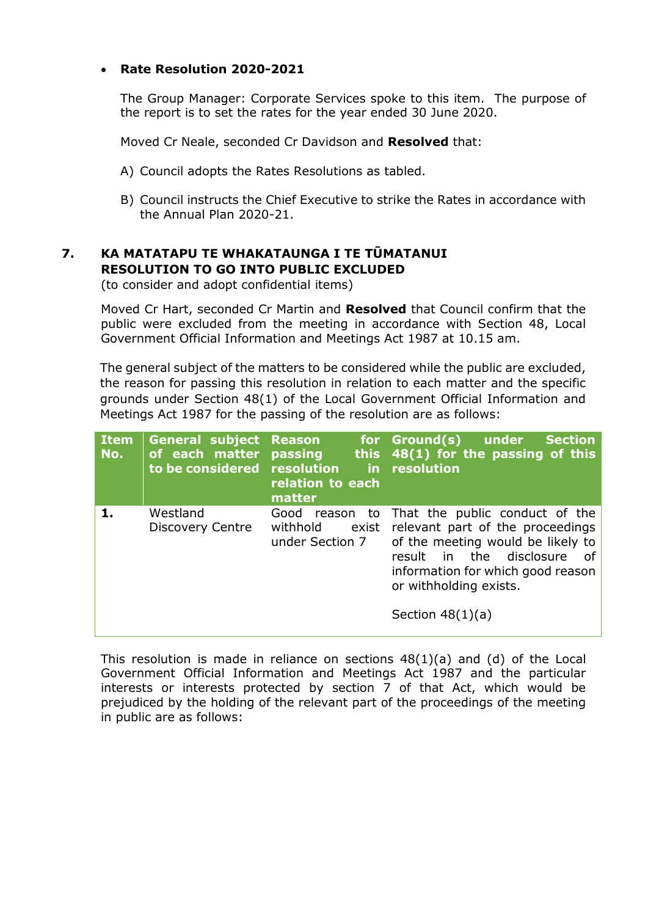- **Rate Resolution 2020-2021**

  The Group Manager: Corporate Services spoke to this item. The purpose of the report is to set the rates for the year ended 30 June 2020.

  Moved Cr Neale, seconded Cr Davidson and **Resolved** that:

  A) Council adopts the Rates Resolutions as tabled.

  B) Council instructs the Chief Executive to strike the Rates in accordance with the Annual Plan 2020-21.

## 7. KA MATATAPU TE WHAKATAUNGA I TE TŪMATANUI RESOLUTION TO GO INTO PUBLIC EXCLUDED

(to consider and adopt confidential items)

Moved Cr Hart, seconded Cr Martin and **Resolved** that Council confirm that the public were excluded from the meeting in accordance with Section 48, Local Government Official Information and Meetings Act 1987 at 10.15 am.

The general subject of the matters to be considered while the public are excluded, the reason for passing this resolution in relation to each matter and the specific grounds under Section 48(1) of the Local Government Official Information and Meetings Act 1987 for the passing of the resolution are as follows:

| Item No. | General subject of each matter to be considered | Reason for passing this resolution in relation to each matter | Ground(s) under Section 48(1) for the passing of this resolution |
|---|---|---|---|
| **1.** | Westland Discovery Centre | Good reason to withhold exist under Section 7 | That the public conduct of the relevant part of the proceedings of the meeting would be likely to result in the disclosure of information for which good reason or withholding exists.<br><br>Section 48(1)(a) |

This resolution is made in reliance on sections 48(1)(a) and (d) of the Local Government Official Information and Meetings Act 1987 and the particular interests or interests protected by section 7 of that Act, which would be prejudiced by the holding of the relevant part of the proceedings of the meeting in public are as follows: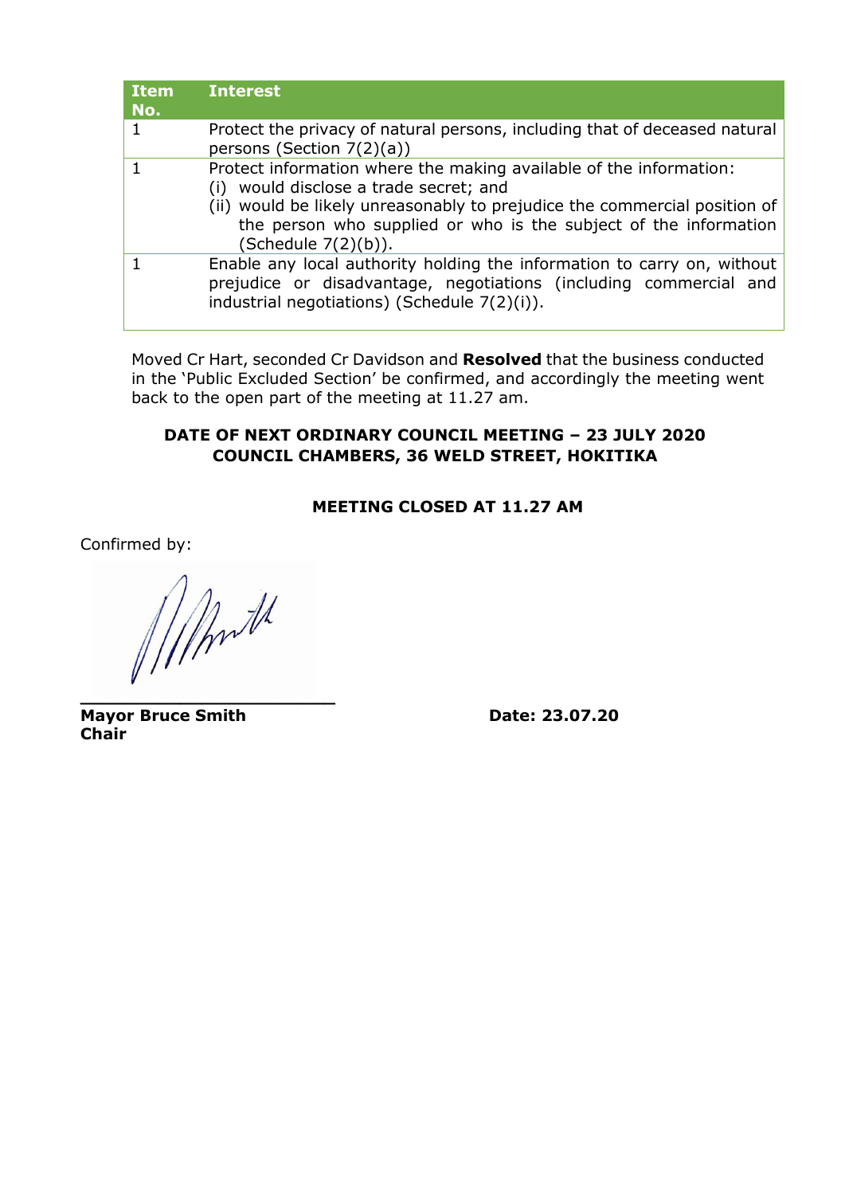| Item No. | Interest |
|---|---|
| 1 | Protect the privacy of natural persons, including that of deceased natural persons (Section 7(2)(a)) |
| 1 | Protect information where the making available of the information:<br>(i) would disclose a trade secret; and<br>(ii) would be likely unreasonably to prejudice the commercial position of the person who supplied or who is the subject of the information (Schedule 7(2)(b)). |
| 1 | Enable any local authority holding the information to carry on, without prejudice or disadvantage, negotiations (including commercial and industrial negotiations) (Schedule 7(2)(i)). |

Moved Cr Hart, seconded Cr Davidson and **Resolved** that the business conducted in the 'Public Excluded Section' be confirmed, and accordingly the meeting went back to the open part of the meeting at 11.27 am.

**DATE OF NEXT ORDINARY COUNCIL MEETING – 23 JULY 2020**
**COUNCIL CHAMBERS, 36 WELD STREET, HOKITIKA**

**MEETING CLOSED AT 11.27 AM**

Confirmed by:

\_\_\_\_\_\_\_\_\_\_\_\_\_\_\_\_\_\_\_\_\_\_\_\_\_\_\_\_

**Mayor Bruce Smith**
**Chair**

**Date: 23.07.20**